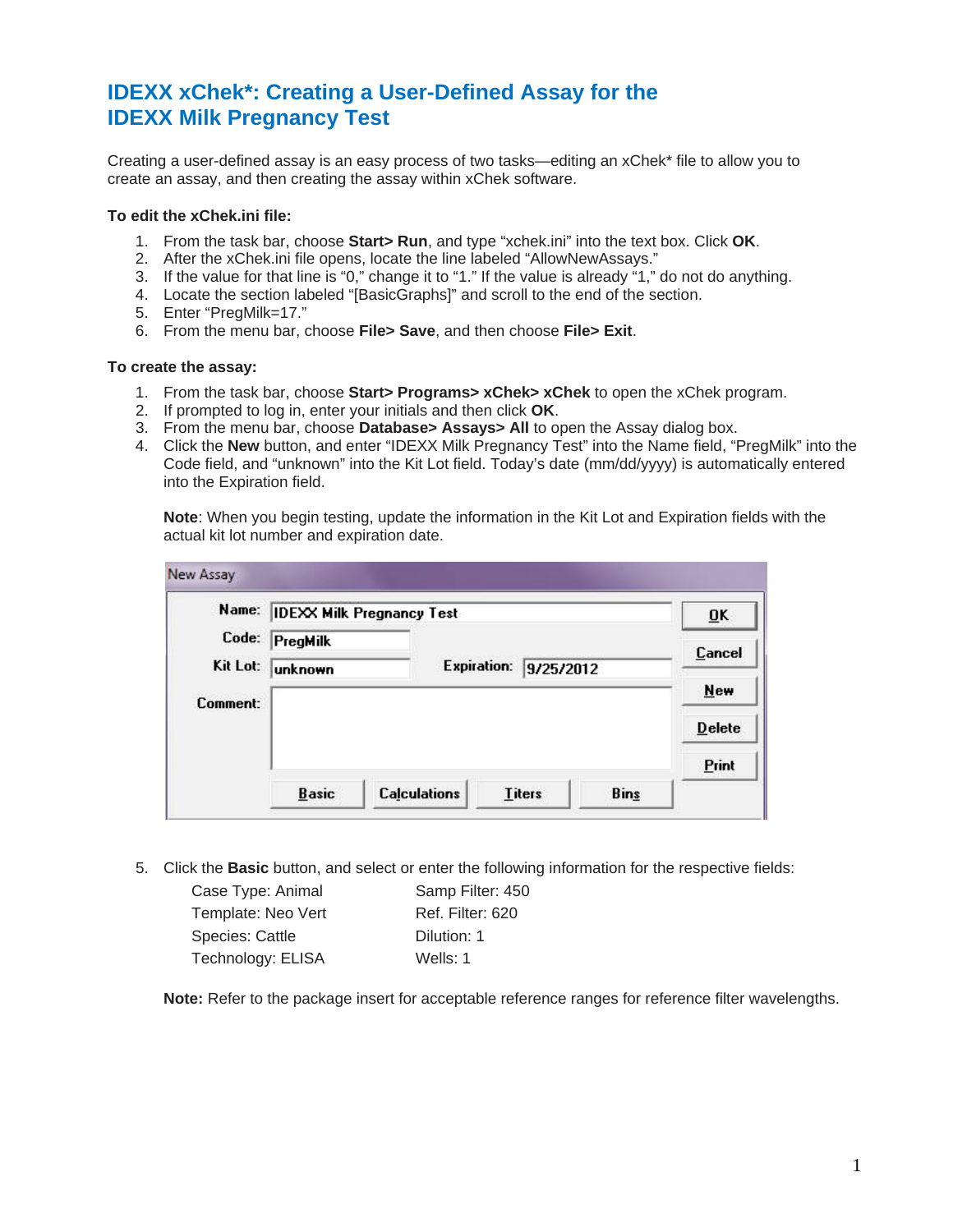# IDEXX xChek*: Creating a User-Defined Assay for the IDEXX Milk Pregnancy Test

Creating a user-defined assay is an easy process of two tasks—editing an xChek* file to allow you to create an assay, and then creating the assay within xChek software.

**To edit the xChek.ini file:**

1. From the task bar, choose **Start> Run**, and type "xchek.ini" into the text box. Click **OK**.
2. After the xChek.ini file opens, locate the line labeled "AllowNewAssays."
3. If the value for that line is "0," change it to "1." If the value is already "1," do not do anything.
4. Locate the section labeled "[BasicGraphs]" and scroll to the end of the section.
5. Enter "PregMilk=17."
6. From the menu bar, choose **File> Save**, and then choose **File> Exit**.

**To create the assay:**

1. From the task bar, choose **Start> Programs> xChek> xChek** to open the xChek program.
2. If prompted to log in, enter your initials and then click **OK**.
3. From the menu bar, choose **Database> Assays> All** to open the Assay dialog box.
4. Click the **New** button, and enter "IDEXX Milk Pregnancy Test" into the Name field, "PregMilk" into the Code field, and "unknown" into the Kit Lot field. Today's date (mm/dd/yyyy) is automatically entered into the Expiration field.

   **Note**: When you begin testing, update the information in the Kit Lot and Expiration fields with the actual kit lot number and expiration date.

   New Assay

   | | | | |
   |---|---|---|---|
   | Name: | IDEXX Milk Pregnancy Test | | |
   | Code: | PregMilk | | |
   | Kit Lot: | unknown | Expiration: | 9/25/2012 |
   | Comment: | | | |

   Buttons: OK, Cancel, New, Delete, Print, Basic, Calculations, Titers, Bins

5. Click the **Basic** button, and select or enter the following information for the respective fields:

   | | |
   |---|---|
   | Case Type: Animal | Samp Filter: 450 |
   | Template: Neo Vert | Ref. Filter: 620 |
   | Species: Cattle | Dilution: 1 |
   | Technology: ELISA | Wells: 1 |

   **Note:** Refer to the package insert for acceptable reference ranges for reference filter wavelengths.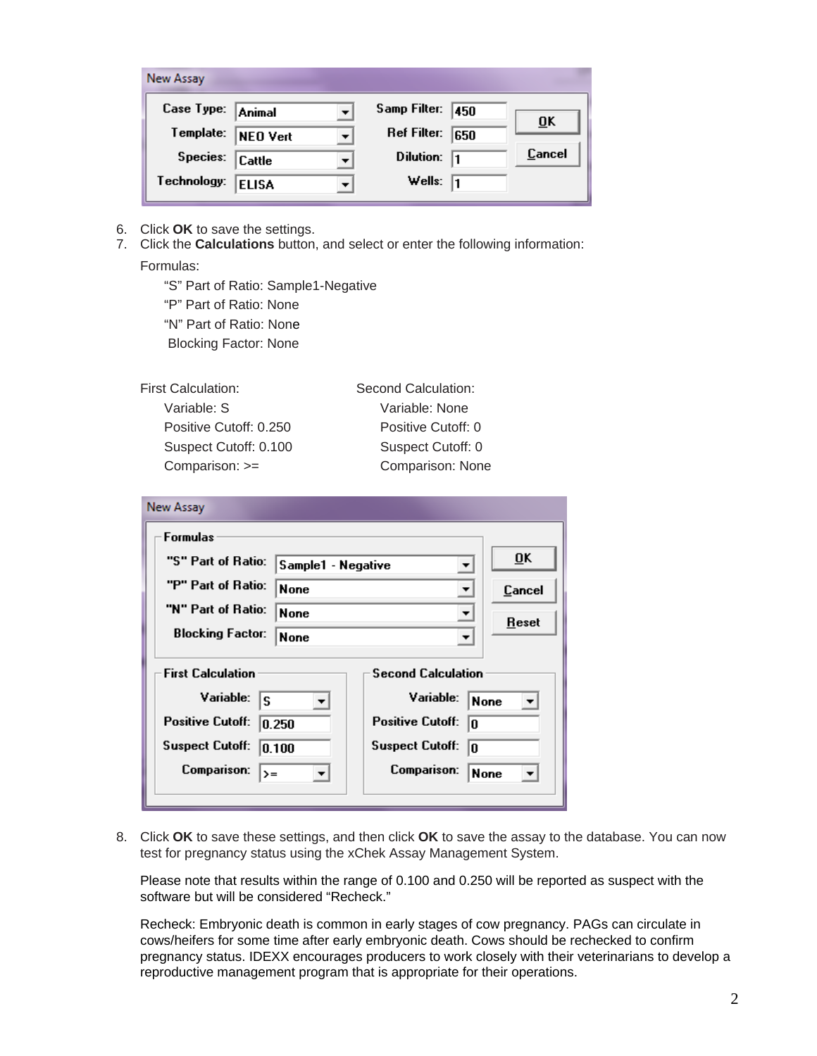| New Assay | | | |
|---|---|---|---|
| Case Type: | Animal | Samp Filter: | 450 |
| Template: | NEO Vert | Ref Filter: | 650 |
| Species: | Cattle | Dilution: | 1 |
| Technology: | ELISA | Wells: | 1 |

6. Click **OK** to save the settings.
7. Click the **Calculations** button, and select or enter the following information:

   Formulas:

   - "S" Part of Ratio: Sample1-Negative
   - "P" Part of Ratio: None
   - "N" Part of Ratio: None
   - Blocking Factor: None

   First Calculation:

   - Variable: S
   - Positive Cutoff: 0.250
   - Suspect Cutoff: 0.100
   - Comparison: >=

   Second Calculation:

   - Variable: None
   - Positive Cutoff: 0
   - Suspect Cutoff: 0
   - Comparison: None

**New Assay**

**Formulas**

| | |
|---|---|
| "S" Part of Ratio: | Sample1 - Negative |
| "P" Part of Ratio: | None |
| "N" Part of Ratio: | None |
| Blocking Factor: | None |

| First Calculation | | Second Calculation | |
|---|---|---|---|
| Variable: | S | Variable: | None |
| Positive Cutoff: | 0.250 | Positive Cutoff: | 0 |
| Suspect Cutoff: | 0.100 | Suspect Cutoff: | 0 |
| Comparison: | >= | Comparison: | None |

8. Click **OK** to save these settings, and then click **OK** to save the assay to the database. You can now test for pregnancy status using the xChek Assay Management System.

   Please note that results within the range of 0.100 and 0.250 will be reported as suspect with the software but will be considered "Recheck."

   Recheck: Embryonic death is common in early stages of cow pregnancy. PAGs can circulate in cows/heifers for some time after early embryonic death. Cows should be rechecked to confirm pregnancy status. IDEXX encourages producers to work closely with their veterinarians to develop a reproductive management program that is appropriate for their operations.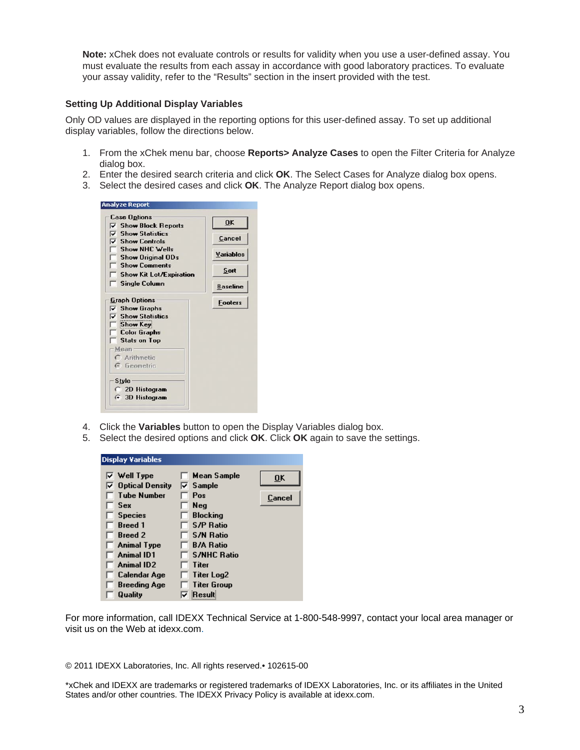**Note:** xChek does not evaluate controls or results for validity when you use a user-defined assay. You must evaluate the results from each assay in accordance with good laboratory practices. To evaluate your assay validity, refer to the "Results" section in the insert provided with the test.

### Setting Up Additional Display Variables

Only OD values are displayed in the reporting options for this user-defined assay. To set up additional display variables, follow the directions below.

1. From the xChek menu bar, choose **Reports> Analyze Cases** to open the Filter Criteria for Analyze dialog box.
2. Enter the desired search criteria and click **OK**. The Select Cases for Analyze dialog box opens.
3. Select the desired cases and click **OK**. The Analyze Report dialog box opens.
4. Click the **Variables** button to open the Display Variables dialog box.
5. Select the desired options and click **OK**. Click **OK** again to save the settings.

For more information, call IDEXX Technical Service at 1-800-548-9997, contact your local area manager or visit us on the Web at idexx.com.

© 2011 IDEXX Laboratories, Inc. All rights reserved.• 102615-00

*xChek and IDEXX are trademarks or registered trademarks of IDEXX Laboratories, Inc. or its affiliates in the United States and/or other countries. The IDEXX Privacy Policy is available at idexx.com.